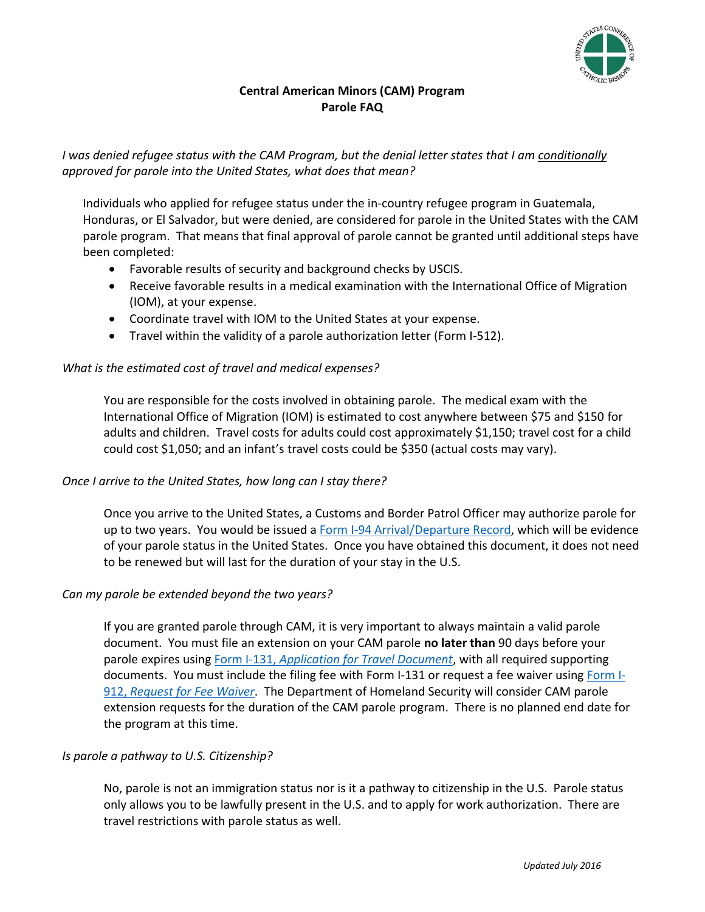# Central American Minors (CAM) Program
## Parole FAQ

*I was denied refugee status with the CAM Program, but the denial letter states that I am conditionally approved for parole into the United States, what does that mean?*

Individuals who applied for refugee status under the in-country refugee program in Guatemala, Honduras, or El Salvador, but were denied, are considered for parole in the United States with the CAM parole program. That means that final approval of parole cannot be granted until additional steps have been completed:

- Favorable results of security and background checks by USCIS.
- Receive favorable results in a medical examination with the International Office of Migration (IOM), at your expense.
- Coordinate travel with IOM to the United States at your expense.
- Travel within the validity of a parole authorization letter (Form I-512).

*What is the estimated cost of travel and medical expenses?*

You are responsible for the costs involved in obtaining parole. The medical exam with the International Office of Migration (IOM) is estimated to cost anywhere between $75 and $150 for adults and children. Travel costs for adults could cost approximately $1,150; travel cost for a child could cost $1,050; and an infant's travel costs could be $350 (actual costs may vary).

*Once I arrive to the United States, how long can I stay there?*

Once you arrive to the United States, a Customs and Border Patrol Officer may authorize parole for up to two years. You would be issued a Form I-94 Arrival/Departure Record, which will be evidence of your parole status in the United States. Once you have obtained this document, it does not need to be renewed but will last for the duration of your stay in the U.S.

*Can my parole be extended beyond the two years?*

If you are granted parole through CAM, it is very important to always maintain a valid parole document. You must file an extension on your CAM parole **no later than** 90 days before your parole expires using Form I-131, *Application for Travel Document*, with all required supporting documents. You must include the filing fee with Form I-131 or request a fee waiver using Form I-912, *Request for Fee Waiver*. The Department of Homeland Security will consider CAM parole extension requests for the duration of the CAM parole program. There is no planned end date for the program at this time.

*Is parole a pathway to U.S. Citizenship?*

No, parole is not an immigration status nor is it a pathway to citizenship in the U.S. Parole status only allows you to be lawfully present in the U.S. and to apply for work authorization. There are travel restrictions with parole status as well.

*Updated July 2016*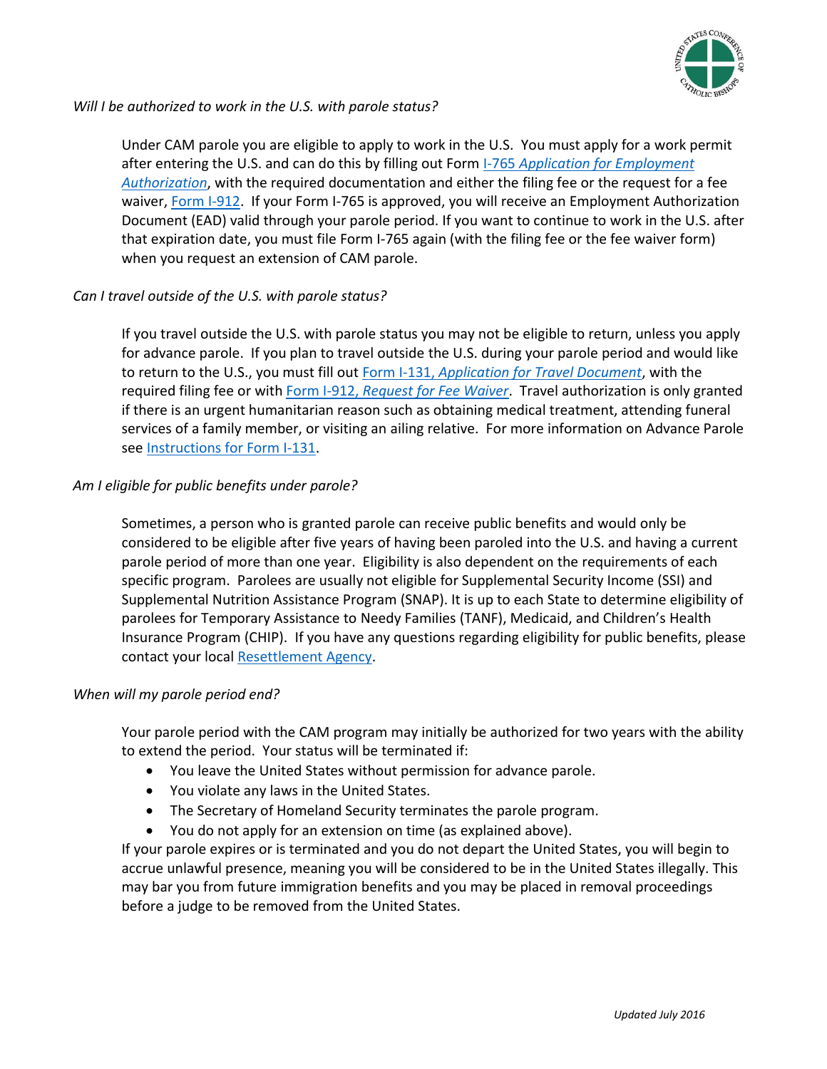*Will I be authorized to work in the U.S. with parole status?*

Under CAM parole you are eligible to apply to work in the U.S. You must apply for a work permit after entering the U.S. and can do this by filling out Form [I-765 *Application for Employment Authorization*](), with the required documentation and either the filing fee or the request for a fee waiver, [Form I-912](). If your Form I-765 is approved, you will receive an Employment Authorization Document (EAD) valid through your parole period. If you want to continue to work in the U.S. after that expiration date, you must file Form I-765 again (with the filing fee or the fee waiver form) when you request an extension of CAM parole.

*Can I travel outside of the U.S. with parole status?*

If you travel outside the U.S. with parole status you may not be eligible to return, unless you apply for advance parole. If you plan to travel outside the U.S. during your parole period and would like to return to the U.S., you must fill out [Form I-131, *Application for Travel Document*](), with the required filing fee or with [Form I-912, *Request for Fee Waiver*](). Travel authorization is only granted if there is an urgent humanitarian reason such as obtaining medical treatment, attending funeral services of a family member, or visiting an ailing relative. For more information on Advance Parole see [Instructions for Form I-131]().

*Am I eligible for public benefits under parole?*

Sometimes, a person who is granted parole can receive public benefits and would only be considered to be eligible after five years of having been paroled into the U.S. and having a current parole period of more than one year. Eligibility is also dependent on the requirements of each specific program. Parolees are usually not eligible for Supplemental Security Income (SSI) and Supplemental Nutrition Assistance Program (SNAP). It is up to each State to determine eligibility of parolees for Temporary Assistance to Needy Families (TANF), Medicaid, and Children's Health Insurance Program (CHIP). If you have any questions regarding eligibility for public benefits, please contact your local [Resettlement Agency]().

*When will my parole period end?*

Your parole period with the CAM program may initially be authorized for two years with the ability to extend the period. Your status will be terminated if:

- You leave the United States without permission for advance parole.
- You violate any laws in the United States.
- The Secretary of Homeland Security terminates the parole program.
- You do not apply for an extension on time (as explained above).

If your parole expires or is terminated and you do not depart the United States, you will begin to accrue unlawful presence, meaning you will be considered to be in the United States illegally. This may bar you from future immigration benefits and you may be placed in removal proceedings before a judge to be removed from the United States.

*Updated July 2016*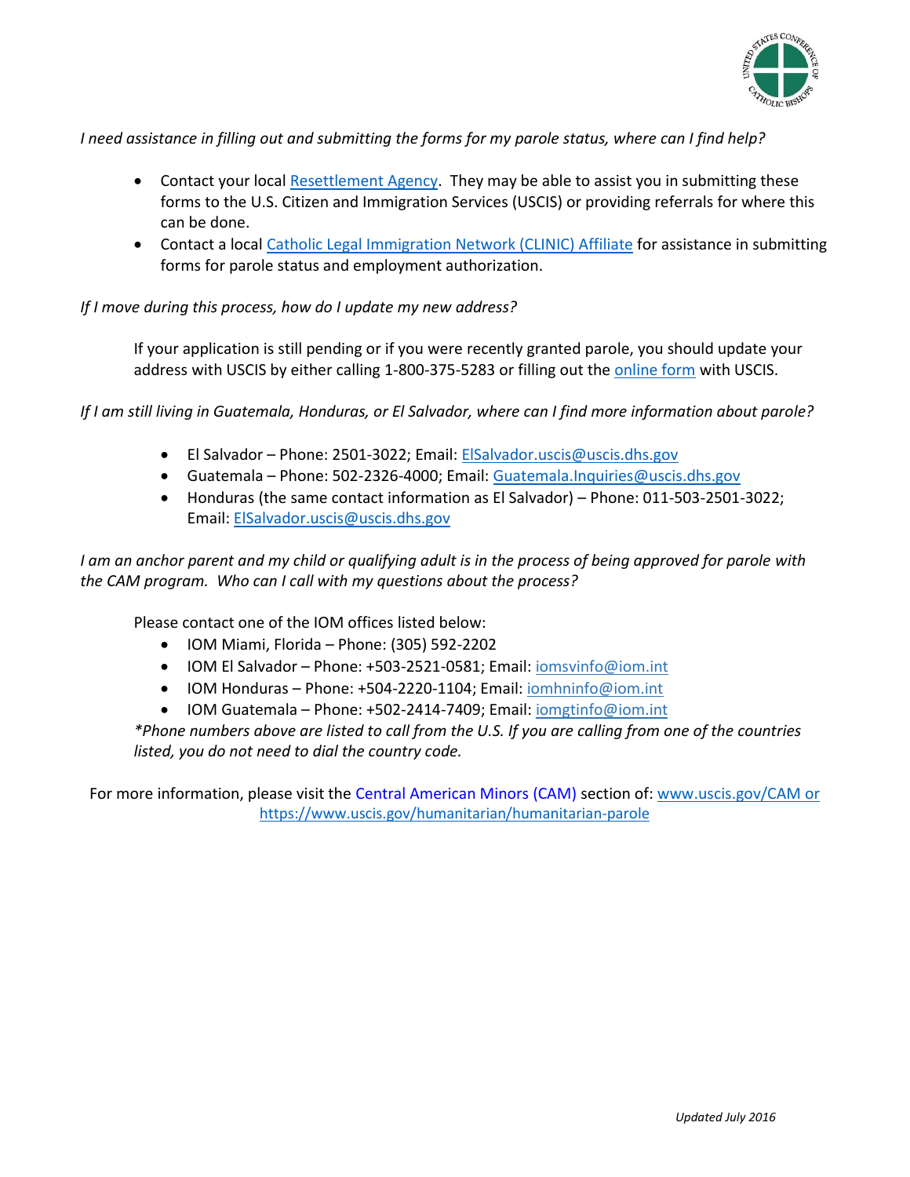*I need assistance in filling out and submitting the forms for my parole status, where can I find help?*

- Contact your local Resettlement Agency. They may be able to assist you in submitting these forms to the U.S. Citizen and Immigration Services (USCIS) or providing referrals for where this can be done.
- Contact a local Catholic Legal Immigration Network (CLINIC) Affiliate for assistance in submitting forms for parole status and employment authorization.

*If I move during this process, how do I update my new address?*

If your application is still pending or if you were recently granted parole, you should update your address with USCIS by either calling 1-800-375-5283 or filling out the online form with USCIS.

*If I am still living in Guatemala, Honduras, or El Salvador, where can I find more information about parole?*

- El Salvador – Phone: 2501-3022; Email: ElSalvador.uscis@uscis.dhs.gov
- Guatemala – Phone: 502-2326-4000; Email: Guatemala.Inquiries@uscis.dhs.gov
- Honduras (the same contact information as El Salvador) – Phone: 011-503-2501-3022; Email: ElSalvador.uscis@uscis.dhs.gov

*I am an anchor parent and my child or qualifying adult is in the process of being approved for parole with the CAM program. Who can I call with my questions about the process?*

Please contact one of the IOM offices listed below:

- IOM Miami, Florida – Phone: (305) 592-2202
- IOM El Salvador – Phone: +503-2521-0581; Email: iomsvinfo@iom.int
- IOM Honduras – Phone: +504-2220-1104; Email: iomhninfo@iom.int
- IOM Guatemala – Phone: +502-2414-7409; Email: iomgtinfo@iom.int

*\*Phone numbers above are listed to call from the U.S. If you are calling from one of the countries listed, you do not need to dial the country code.*

For more information, please visit the Central American Minors (CAM) section of: www.uscis.gov/CAM or https://www.uscis.gov/humanitarian/humanitarian-parole

*Updated July 2016*